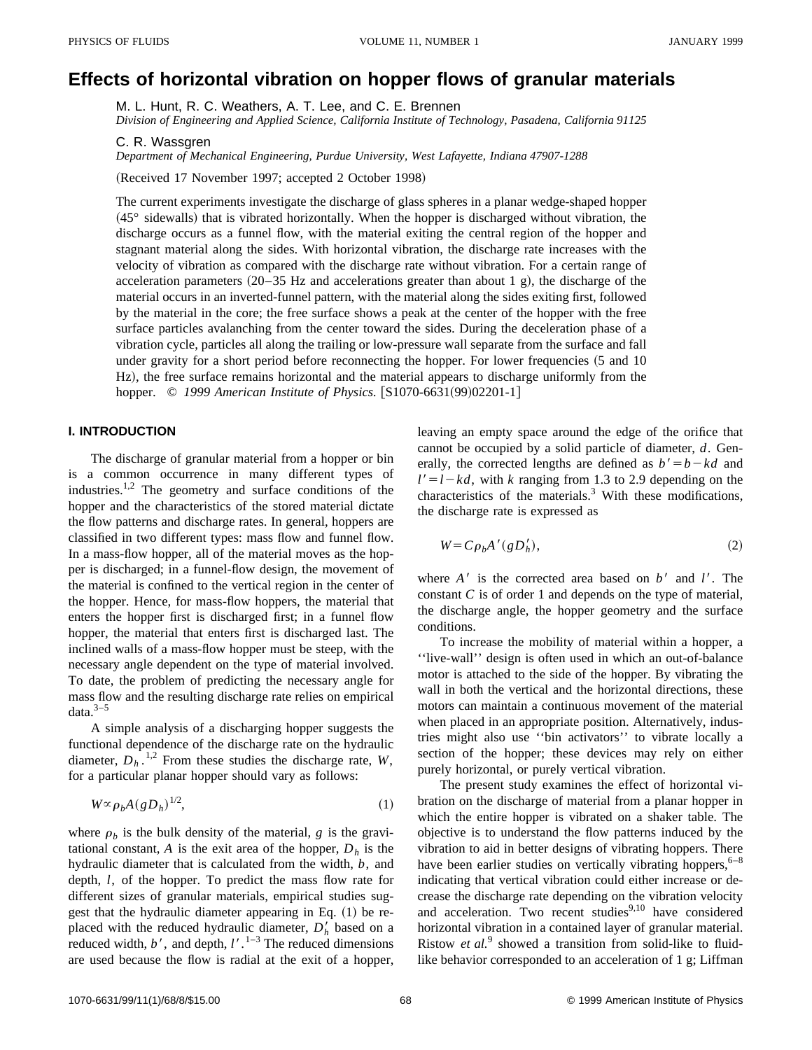# Effects of horizontal vibration on hopper flows of granular materials

M. L. Hunt, R. C. Weathers, A. T. Lee, and C. E. Brennen
*Division of Engineering and Applied Science, California Institute of Technology, Pasadena, California 91125*

C. R. Wassgren
*Department of Mechanical Engineering, Purdue University, West Lafayette, Indiana 47907-1288*

(Received 17 November 1997; accepted 2 October 1998)

The current experiments investigate the discharge of glass spheres in a planar wedge-shaped hopper (45° sidewalls) that is vibrated horizontally. When the hopper is discharged without vibration, the discharge occurs as a funnel flow, with the material exiting the central region of the hopper and stagnant material along the sides. With horizontal vibration, the discharge rate increases with the velocity of vibration as compared with the discharge rate without vibration. For a certain range of acceleration parameters (20–35 Hz and accelerations greater than about 1 g), the discharge of the material occurs in an inverted-funnel pattern, with the material along the sides exiting first, followed by the material in the core; the free surface shows a peak at the center of the hopper with the free surface particles avalanching from the center toward the sides. During the deceleration phase of a vibration cycle, particles all along the trailing or low-pressure wall separate from the surface and fall under gravity for a short period before reconnecting the hopper. For lower frequencies (5 and 10 Hz), the free surface remains horizontal and the material appears to discharge uniformly from the hopper. © *1999 American Institute of Physics.* [S1070-6631(99)02201-1]

## I. INTRODUCTION

The discharge of granular material from a hopper or bin is a common occurrence in many different types of industries.[1,2] The geometry and surface conditions of the hopper and the characteristics of the stored material dictate the flow patterns and discharge rates. In general, hoppers are classified in two different types: mass flow and funnel flow. In a mass-flow hopper, all of the material moves as the hopper is discharged; in a funnel-flow design, the movement of the material is confined to the vertical region in the center of the hopper. Hence, for mass-flow hoppers, the material that enters the hopper first is discharged first; in a funnel flow hopper, the material that enters first is discharged last. The inclined walls of a mass-flow hopper must be steep, with the necessary angle dependent on the type of material involved. To date, the problem of predicting the necessary angle for mass flow and the resulting discharge rate relies on empirical data.[3–5]

A simple analysis of a discharging hopper suggests the functional dependence of the discharge rate on the hydraulic diameter, $D_h$.[1,2] From these studies the discharge rate, $W$, for a particular planar hopper should vary as follows:

$$W \propto \rho_b A (g D_h)^{1/2}, \tag{1}$$

where $\rho_b$ is the bulk density of the material, $g$ is the gravitational constant, $A$ is the exit area of the hopper, $D_h$ is the hydraulic diameter that is calculated from the width, $b$, and depth, $l$, of the hopper. To predict the mass flow rate for different sizes of granular materials, empirical studies suggest that the hydraulic diameter appearing in Eq. (1) be replaced with the reduced hydraulic diameter, $D_h'$ based on a reduced width, $b'$, and depth, $l'$.[1–3] The reduced dimensions are used because the flow is radial at the exit of a hopper, leaving an empty space around the edge of the orifice that cannot be occupied by a solid particle of diameter, $d$. Generally, the corrected lengths are defined as $b' = b - kd$ and $l' = l - kd$, with $k$ ranging from 1.3 to 2.9 depending on the characteristics of the materials.[3] With these modifications, the discharge rate is expressed as

$$W = C \rho_b A' (g D_h'), \tag{2}$$

where $A'$ is the corrected area based on $b'$ and $l'$. The constant $C$ is of order 1 and depends on the type of material, the discharge angle, the hopper geometry and the surface conditions.

To increase the mobility of material within a hopper, a ''live-wall'' design is often used in which an out-of-balance motor is attached to the side of the hopper. By vibrating the wall in both the vertical and the horizontal directions, these motors can maintain a continuous movement of the material when placed in an appropriate position. Alternatively, industries might also use ''bin activators'' to vibrate locally a section of the hopper; these devices may rely on either purely horizontal, or purely vertical vibration.

The present study examines the effect of horizontal vibration on the discharge of material from a planar hopper in which the entire hopper is vibrated on a shaker table. The objective is to understand the flow patterns induced by the vibration to aid in better designs of vibrating hoppers. There have been earlier studies on vertically vibrating hoppers,[6–8] indicating that vertical vibration could either increase or decrease the discharge rate depending on the vibration velocity and acceleration. Two recent studies[9,10] have considered horizontal vibration in a contained layer of granular material. Ristow *et al.*[9] showed a transition from solid-like to fluid-like behavior corresponded to an acceleration of 1 g; Liffman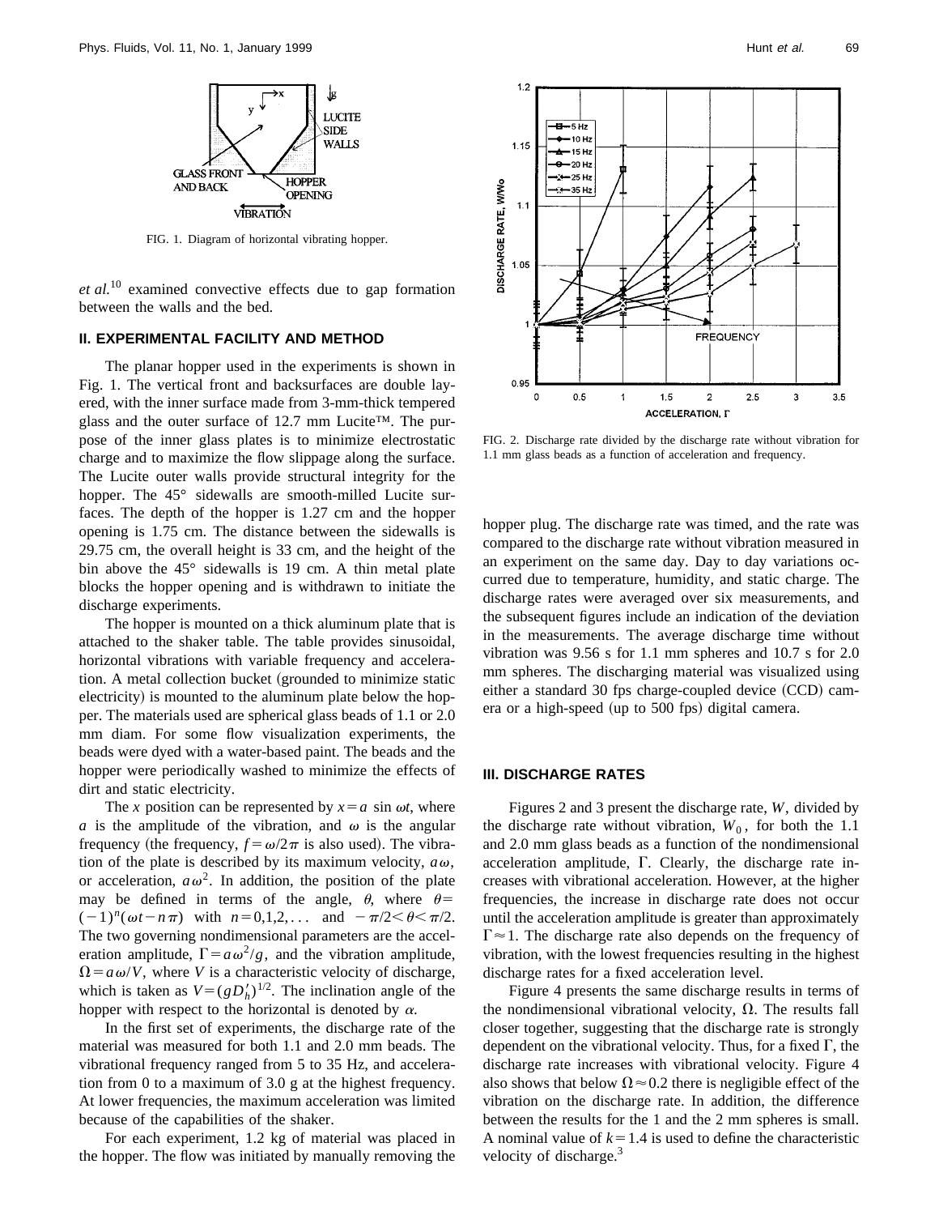FIG. 1. Diagram of horizontal vibrating hopper.

*et al.*[10] examined convective effects due to gap formation between the walls and the bed.

## II. EXPERIMENTAL FACILITY AND METHOD

The planar hopper used in the experiments is shown in Fig. 1. The vertical front and backsurfaces are double layered, with the inner surface made from 3-mm-thick tempered glass and the outer surface of 12.7 mm Lucite™. The purpose of the inner glass plates is to minimize electrostatic charge and to maximize the flow slippage along the surface. The Lucite outer walls provide structural integrity for the hopper. The 45° sidewalls are smooth-milled Lucite surfaces. The depth of the hopper is 1.27 cm and the hopper opening is 1.75 cm. The distance between the sidewalls is 29.75 cm, the overall height is 33 cm, and the height of the bin above the 45° sidewalls is 19 cm. A thin metal plate blocks the hopper opening and is withdrawn to initiate the discharge experiments.

The hopper is mounted on a thick aluminum plate that is attached to the shaker table. The table provides sinusoidal, horizontal vibrations with variable frequency and acceleration. A metal collection bucket (grounded to minimize static electricity) is mounted to the aluminum plate below the hopper. The materials used are spherical glass beads of 1.1 or 2.0 mm diam. For some flow visualization experiments, the beads were dyed with a water-based paint. The beads and the hopper were periodically washed to minimize the effects of dirt and static electricity.

The $x$ position can be represented by $x=a\sin\omega t$, where $a$ is the amplitude of the vibration, and $\omega$ is the angular frequency (the frequency, $f=\omega/2\pi$ is also used). The vibration of the plate is described by its maximum velocity, $a\omega$, or acceleration, $a\omega^2$. In addition, the position of the plate may be defined in terms of the angle, $\theta$, where $\theta=(-1)^n(\omega t-n\pi)$ with $n=0,1,2,\ldots$ and $-\pi/2<\theta<\pi/2$. The two governing nondimensional parameters are the acceleration amplitude, $\Gamma=a\omega^2/g$, and the vibration amplitude, $\Omega=a\omega/V$, where $V$ is a characteristic velocity of discharge, which is taken as $V=(gD_h')^{1/2}$. The inclination angle of the hopper with respect to the horizontal is denoted by $\alpha$.

In the first set of experiments, the discharge rate of the material was measured for both 1.1 and 2.0 mm beads. The vibrational frequency ranged from 5 to 35 Hz, and acceleration from 0 to a maximum of 3.0 g at the highest frequency. At lower frequencies, the maximum acceleration was limited because of the capabilities of the shaker.

For each experiment, 1.2 kg of material was placed in the hopper. The flow was initiated by manually removing the hopper plug. The discharge rate was timed, and the rate was compared to the discharge rate without vibration measured in an experiment on the same day. Day to day variations occurred due to temperature, humidity, and static charge. The discharge rates were averaged over six measurements, and the subsequent figures include an indication of the deviation in the measurements. The average discharge time without vibration was 9.56 s for 1.1 mm spheres and 10.7 s for 2.0 mm spheres. The discharging material was visualized using either a standard 30 fps charge-coupled device (CCD) camera or a high-speed (up to 500 fps) digital camera.

FIG. 2. Discharge rate divided by the discharge rate without vibration for 1.1 mm glass beads as a function of acceleration and frequency.

## III. DISCHARGE RATES

Figures 2 and 3 present the discharge rate, $W$, divided by the discharge rate without vibration, $W_0$, for both the 1.1 and 2.0 mm glass beads as a function of the nondimensional acceleration amplitude, $\Gamma$. Clearly, the discharge rate increases with vibrational acceleration. However, at the higher frequencies, the increase in discharge rate does not occur until the acceleration amplitude is greater than approximately $\Gamma\approx 1$. The discharge rate also depends on the frequency of vibration, with the lowest frequencies resulting in the highest discharge rates for a fixed acceleration level.

Figure 4 presents the same discharge results in terms of the nondimensional vibrational velocity, $\Omega$. The results fall closer together, suggesting that the discharge rate is strongly dependent on the vibrational velocity. Thus, for a fixed $\Gamma$, the discharge rate increases with vibrational velocity. Figure 4 also shows that below $\Omega\approx 0.2$ there is negligible effect of the vibration on the discharge rate. In addition, the difference between the results for the 1 and the 2 mm spheres is small. A nominal value of $k=1.4$ is used to define the characteristic velocity of discharge.[3]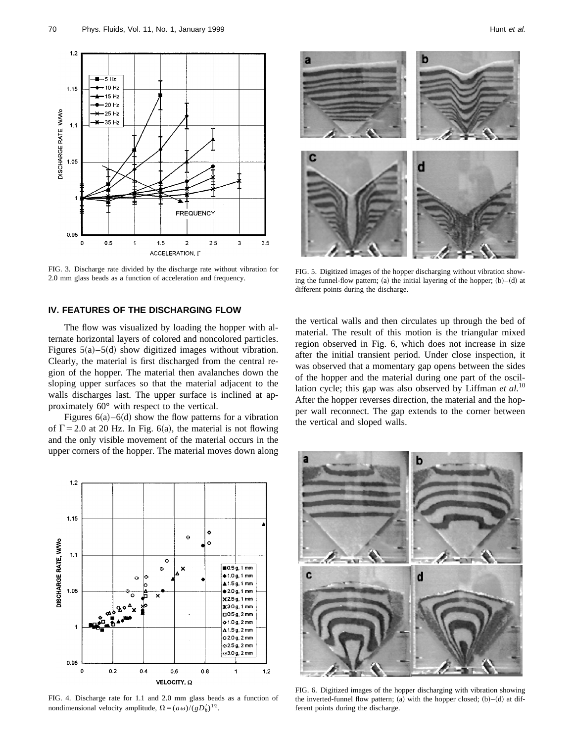FIG. 3. Discharge rate divided by the discharge rate without vibration for 2.0 mm glass beads as a function of acceleration and frequency.

FIG. 5. Digitized images of the hopper discharging without vibration showing the funnel-flow pattern; (a) the initial layering of the hopper; (b)–(d) at different points during the discharge.

## IV. FEATURES OF THE DISCHARGING FLOW

The flow was visualized by loading the hopper with alternate horizontal layers of colored and noncolored particles. Figures 5(a)–5(d) show digitized images without vibration. Clearly, the material is first discharged from the central region of the hopper. The material then avalanches down the sloping upper surfaces so that the material adjacent to the walls discharges last. The upper surface is inclined at approximately 60° with respect to the vertical.

Figures 6(a)–6(d) show the flow patterns for a vibration of $\Gamma = 2.0$ at 20 Hz. In Fig. 6(a), the material is not flowing and the only visible movement of the material occurs in the upper corners of the hopper. The material moves down along the vertical walls and then circulates up through the bed of material. The result of this motion is the triangular mixed region observed in Fig. 6, which does not increase in size after the initial transient period. Under close inspection, it was observed that a momentary gap opens between the sides of the hopper and the material during one part of the oscillation cycle; this gap was also observed by Liffman *et al.*[10] After the hopper reverses direction, the material and the hopper wall reconnect. The gap extends to the corner between the vertical and sloped walls.

FIG. 4. Discharge rate for 1.1 and 2.0 mm glass beads as a function of nondimensional velocity amplitude, $\Omega = (a\omega)/(gD_h')^{1/2}$.

FIG. 6. Digitized images of the hopper discharging with vibration showing the inverted-funnel flow pattern; (a) with the hopper closed; (b)–(d) at different points during the discharge.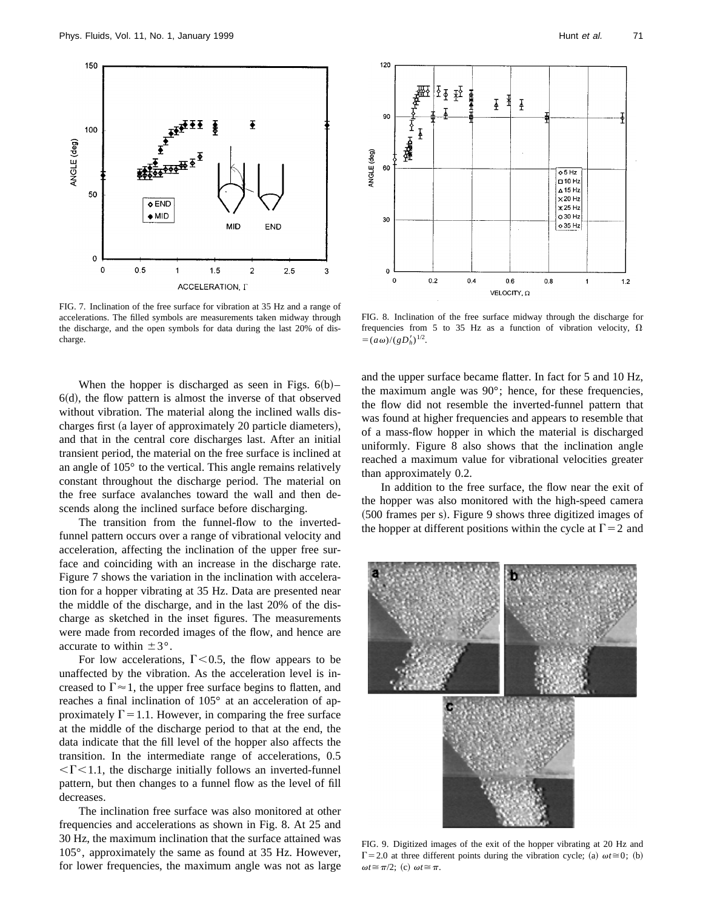FIG. 7. Inclination of the free surface for vibration at 35 Hz and a range of accelerations. The filled symbols are measurements taken midway through the discharge, and the open symbols for data during the last 20% of discharge.

FIG. 8. Inclination of the free surface midway through the discharge for frequencies from 5 to 35 Hz as a function of vibration velocity, $\Omega = (a\omega)/(gD_h')^{1/2}$.

When the hopper is discharged as seen in Figs. 6(b)–6(d), the flow pattern is almost the inverse of that observed without vibration. The material along the inclined walls discharges first (a layer of approximately 20 particle diameters), and that in the central core discharges last. After an initial transient period, the material on the free surface is inclined at an angle of 105° to the vertical. This angle remains relatively constant throughout the discharge period. The material on the free surface avalanches toward the wall and then descends along the inclined surface before discharging.

The transition from the funnel-flow to the inverted-funnel pattern occurs over a range of vibrational velocity and acceleration, affecting the inclination of the upper free surface and coinciding with an increase in the discharge rate. Figure 7 shows the variation in the inclination with acceleration for a hopper vibrating at 35 Hz. Data are presented near the middle of the discharge, and in the last 20% of the discharge as sketched in the inset figures. The measurements were made from recorded images of the flow, and hence are accurate to within $\pm 3°$.

For low accelerations, $\Gamma < 0.5$, the flow appears to be unaffected by the vibration. As the acceleration level is increased to $\Gamma \approx 1$, the upper free surface begins to flatten, and reaches a final inclination of 105° at an acceleration of approximately $\Gamma = 1.1$. However, in comparing the free surface at the middle of the discharge period to that at the end, the data indicate that the fill level of the hopper also affects the transition. In the intermediate range of accelerations, $0.5 < \Gamma < 1.1$, the discharge initially follows an inverted-funnel pattern, but then changes to a funnel flow as the level of fill decreases.

The inclination free surface was also monitored at other frequencies and accelerations as shown in Fig. 8. At 25 and 30 Hz, the maximum inclination that the surface attained was 105°, approximately the same as found at 35 Hz. However, for lower frequencies, the maximum angle was not as large and the upper surface became flatter. In fact for 5 and 10 Hz, the maximum angle was 90°; hence, for these frequencies, the flow did not resemble the inverted-funnel pattern that was found at higher frequencies and appears to resemble that of a mass-flow hopper in which the material is discharged uniformly. Figure 8 also shows that the inclination angle reached a maximum value for vibrational velocities greater than approximately 0.2.

In addition to the free surface, the flow near the exit of the hopper was also monitored with the high-speed camera (500 frames per s). Figure 9 shows three digitized images of the hopper at different positions within the cycle at $\Gamma = 2$ and

FIG. 9. Digitized images of the exit of the hopper vibrating at 20 Hz and $\Gamma = 2.0$ at three different points during the vibration cycle; (a) $\omega t \cong 0$; (b) $\omega t \cong \pi/2$; (c) $\omega t \cong \pi$.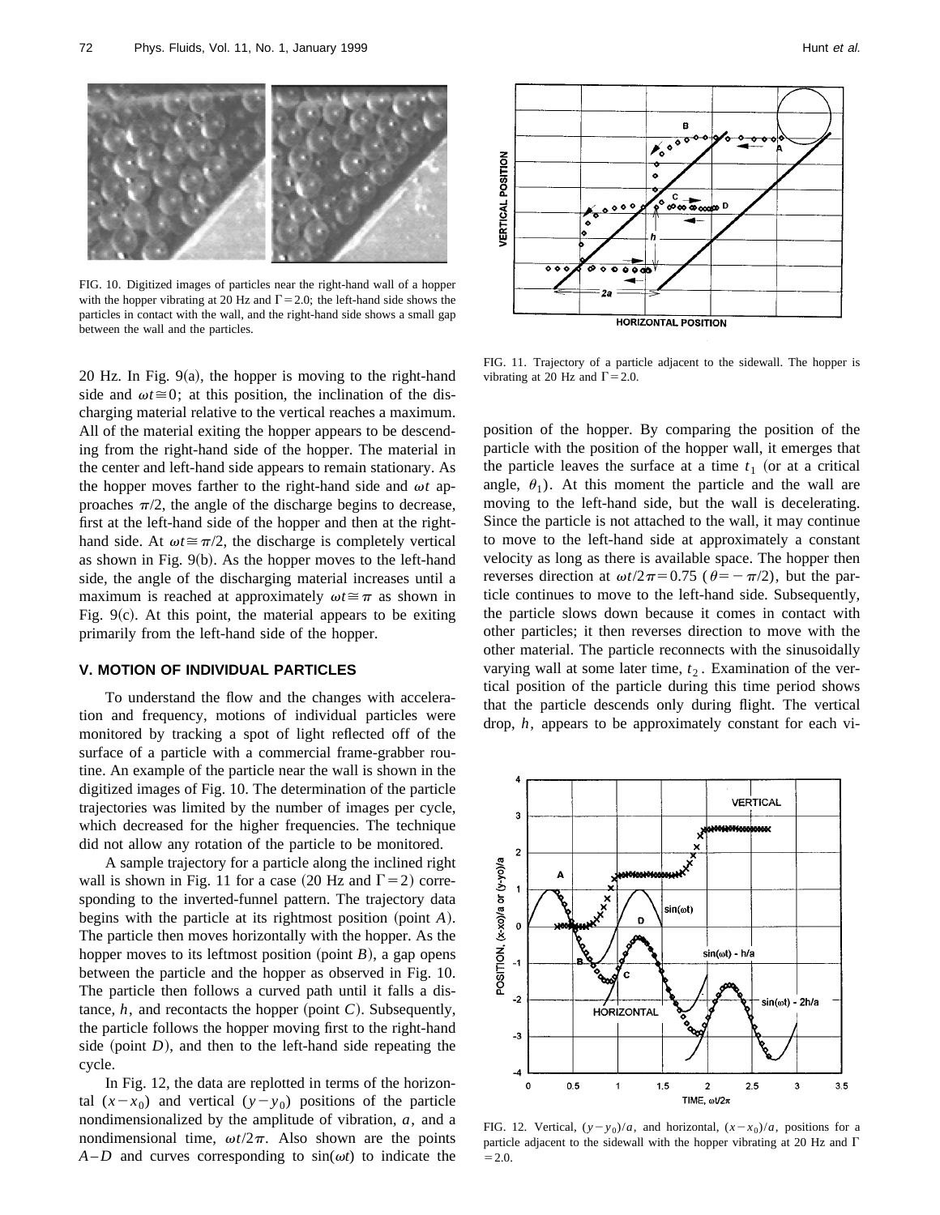FIG. 10. Digitized images of particles near the right-hand wall of a hopper with the hopper vibrating at 20 Hz and $\Gamma = 2.0$; the left-hand side shows the particles in contact with the wall, and the right-hand side shows a small gap between the wall and the particles.

20 Hz. In Fig. 9(a), the hopper is moving to the right-hand side and $\omega t \cong 0$; at this position, the inclination of the discharging material relative to the vertical reaches a maximum. All of the material exiting the hopper appears to be descending from the right-hand side of the hopper. The material in the center and left-hand side appears to remain stationary. As the hopper moves farther to the right-hand side and $\omega t$ approaches $\pi/2$, the angle of the discharge begins to decrease, first at the left-hand side of the hopper and then at the right-hand side. At $\omega t \cong \pi/2$, the discharge is completely vertical as shown in Fig. 9(b). As the hopper moves to the left-hand side, the angle of the discharging material increases until a maximum is reached at approximately $\omega t \cong \pi$ as shown in Fig. 9(c). At this point, the material appears to be exiting primarily from the left-hand side of the hopper.

## V. MOTION OF INDIVIDUAL PARTICLES

To understand the flow and the changes with acceleration and frequency, motions of individual particles were monitored by tracking a spot of light reflected off of the surface of a particle with a commercial frame-grabber routine. An example of the particle near the wall is shown in the digitized images of Fig. 10. The determination of the particle trajectories was limited by the number of images per cycle, which decreased for the higher frequencies. The technique did not allow any rotation of the particle to be monitored.

A sample trajectory for a particle along the inclined right wall is shown in Fig. 11 for a case (20 Hz and $\Gamma = 2$) corresponding to the inverted-funnel pattern. The trajectory data begins with the particle at its rightmost position (point *A*). The particle then moves horizontally with the hopper. As the hopper moves to its leftmost position (point *B*), a gap opens between the particle and the hopper as observed in Fig. 10. The particle then follows a curved path until it falls a distance, $h$, and recontacts the hopper (point *C*). Subsequently, the particle follows the hopper moving first to the right-hand side (point *D*), and then to the left-hand side repeating the cycle.

In Fig. 12, the data are replotted in terms of the horizontal $(x - x_0)$ and vertical $(y - y_0)$ positions of the particle nondimensionalized by the amplitude of vibration, $a$, and a nondimensional time, $\omega t/2\pi$. Also shown are the points *A*–*D* and curves corresponding to $\sin(\omega t)$ to indicate the position of the hopper. By comparing the position of the particle with the position of the hopper wall, it emerges that the particle leaves the surface at a time $t_1$ (or at a critical angle, $\theta_1$). At this moment the particle and the wall are moving to the left-hand side, but the wall is decelerating. Since the particle is not attached to the wall, it may continue to move to the left-hand side at approximately a constant velocity as long as there is available space. The hopper then reverses direction at $\omega t/2\pi = 0.75$ ($\theta = -\pi/2$), but the particle continues to move to the left-hand side. Subsequently, the particle slows down because it comes in contact with other particles; it then reverses direction to move with the other material. The particle reconnects with the sinusoidally varying wall at some later time, $t_2$. Examination of the vertical position of the particle during this time period shows that the particle descends only during flight. The vertical drop, $h$, appears to be approximately constant for each vi-

FIG. 11. Trajectory of a particle adjacent to the sidewall. The hopper is vibrating at 20 Hz and $\Gamma = 2.0$.

FIG. 12. Vertical, $(y - y_0)/a$, and horizontal, $(x - x_0)/a$, positions for a particle adjacent to the sidewall with the hopper vibrating at 20 Hz and $\Gamma = 2.0$.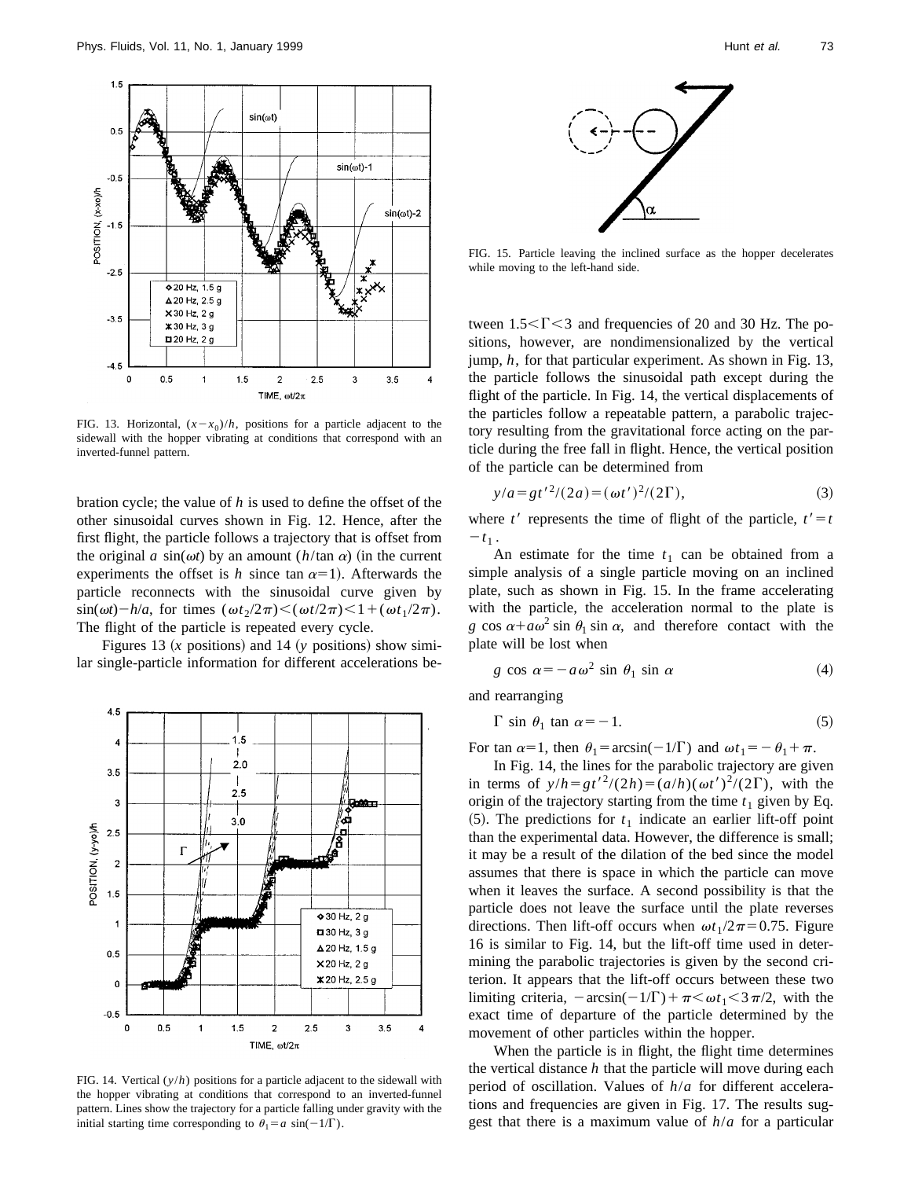FIG. 13. Horizontal, $(x-x_0)/h$, positions for a particle adjacent to the sidewall with the hopper vibrating at conditions that correspond with an inverted-funnel pattern.

bration cycle; the value of $h$ is used to define the offset of the other sinusoidal curves shown in Fig. 12. Hence, after the first flight, the particle follows a trajectory that is offset from the original $a\ \sin(\omega t)$ by an amount $(h/\tan\alpha)$ (in the current experiments the offset is $h$ since $\tan\alpha=1$). Afterwards the particle reconnects with the sinusoidal curve given by $\sin(\omega t)-h/a$, for times $(\omega t_2/2\pi)<(\omega t/2\pi)<1+(\omega t_1/2\pi)$. The flight of the particle is repeated every cycle.

Figures 13 ($x$ positions) and 14 ($y$ positions) show similar single-particle information for different accelerations between $1.5<\Gamma<3$ and frequencies of 20 and 30 Hz. The positions, however, are nondimensionalized by the vertical jump, $h$, for that particular experiment. As shown in Fig. 13, the particle follows the sinusoidal path except during the flight of the particle. In Fig. 14, the vertical displacements of the particles follow a repeatable pattern, a parabolic trajectory resulting from the gravitational force acting on the particle during the free fall in flight. Hence, the vertical position of the particle can be determined from

$$y/a=gt'^2/(2a)=(\omega t')^2/(2\Gamma), \tag{3}$$

where $t'$ represents the time of flight of the particle, $t'=t-t_1$.

FIG. 14. Vertical $(y/h)$ positions for a particle adjacent to the sidewall with the hopper vibrating at conditions that correspond to an inverted-funnel pattern. Lines show the trajectory for a particle falling under gravity with the initial starting time corresponding to $\theta_1=a\ \sin(-1/\Gamma)$.

FIG. 15. Particle leaving the inclined surface as the hopper decelerates while moving to the left-hand side.

An estimate for the time $t_1$ can be obtained from a simple analysis of a single particle moving on an inclined plate, such as shown in Fig. 15. In the frame accelerating with the particle, the acceleration normal to the plate is $g\cos\alpha+a\omega^2\sin\theta_1\sin\alpha$, and therefore contact with the plate will be lost when

$$g\cos\alpha=-a\omega^2\sin\theta_1\sin\alpha \tag{4}$$

and rearranging

$$\Gamma\sin\theta_1\tan\alpha=-1. \tag{5}$$

For $\tan\alpha=1$, then $\theta_1=\arcsin(-1/\Gamma)$ and $\omega t_1=-\theta_1+\pi$.

In Fig. 14, the lines for the parabolic trajectory are given in terms of $y/h=gt'^2/(2h)=(a/h)(\omega t')^2/(2\Gamma)$, with the origin of the trajectory starting from the time $t_1$ given by Eq. (5). The predictions for $t_1$ indicate an earlier lift-off point than the experimental data. However, the difference is small; it may be a result of the dilation of the bed since the model assumes that there is space in which the particle can move when it leaves the surface. A second possibility is that the particle does not leave the surface until the plate reverses directions. Then lift-off occurs when $\omega t_1/2\pi=0.75$. Figure 16 is similar to Fig. 14, but the lift-off time used in determining the parabolic trajectories is given by the second criterion. It appears that the lift-off occurs between these two limiting criteria, $-\arcsin(-1/\Gamma)+\pi<\omega t_1<3\pi/2$, with the exact time of departure of the particle determined by the movement of other particles within the hopper.

When the particle is in flight, the flight time determines the vertical distance $h$ that the particle will move during each period of oscillation. Values of $h/a$ for different accelerations and frequencies are given in Fig. 17. The results suggest that there is a maximum value of $h/a$ for a particular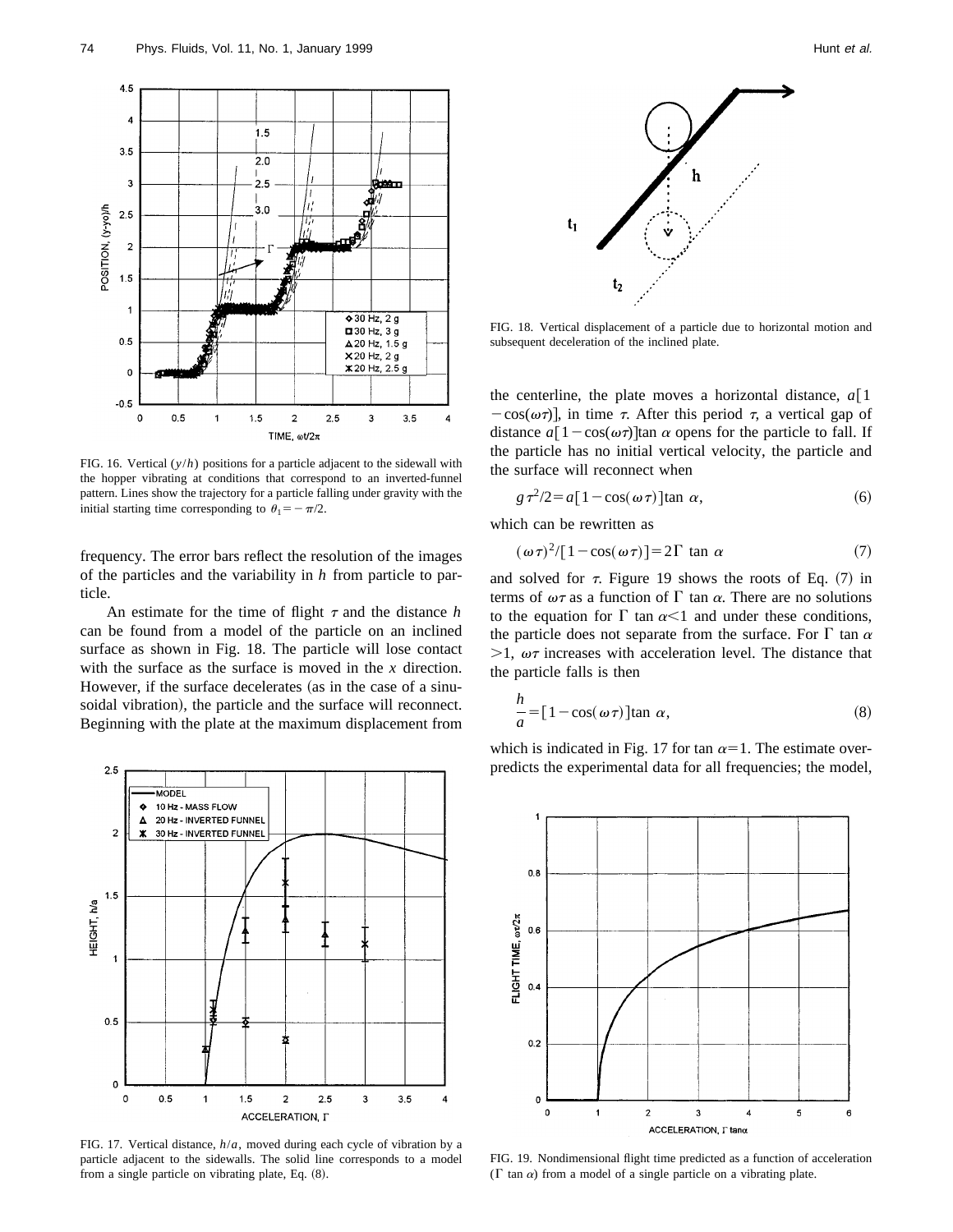FIG. 16. Vertical $(y/h)$ positions for a particle adjacent to the sidewall with the hopper vibrating at conditions that correspond to an inverted-funnel pattern. Lines show the trajectory for a particle falling under gravity with the initial starting time corresponding to $\theta_1 = -\pi/2$.

frequency. The error bars reflect the resolution of the images of the particles and the variability in $h$ from particle to particle.

An estimate for the time of flight $\tau$ and the distance $h$ can be found from a model of the particle on an inclined surface as shown in Fig. 18. The particle will lose contact with the surface as the surface is moved in the $x$ direction. However, if the surface decelerates (as in the case of a sinusoidal vibration), the particle and the surface will reconnect. Beginning with the plate at the maximum displacement from the centerline, the plate moves a horizontal distance, $a[1-\cos(\omega\tau)]$, in time $\tau$. After this period $\tau$, a vertical gap of distance $a[1-\cos(\omega\tau)]\tan\alpha$ opens for the particle to fall. If the particle has no initial vertical velocity, the particle and the surface will reconnect when

$$g\tau^2/2 = a[1-\cos(\omega\tau)]\tan\alpha, \tag{6}$$

which can be rewritten as

$$(\omega\tau)^2/[1-\cos(\omega\tau)] = 2\Gamma \tan\alpha \tag{7}$$

and solved for $\tau$. Figure 19 shows the roots of Eq. (7) in terms of $\omega\tau$ as a function of $\Gamma \tan\alpha$. There are no solutions to the equation for $\Gamma \tan\alpha < 1$ and under these conditions, the particle does not separate from the surface. For $\Gamma \tan\alpha > 1$, $\omega\tau$ increases with acceleration level. The distance that the particle falls is then

$$\frac{h}{a} = [1-\cos(\omega\tau)]\tan\alpha, \tag{8}$$

which is indicated in Fig. 17 for $\tan\alpha = 1$. The estimate overpredicts the experimental data for all frequencies; the model,

FIG. 17. Vertical distance, $h/a$, moved during each cycle of vibration by a particle adjacent to the sidewalls. The solid line corresponds to a model from a single particle on vibrating plate, Eq. (8).

FIG. 18. Vertical displacement of a particle due to horizontal motion and subsequent deceleration of the inclined plate.

FIG. 19. Nondimensional flight time predicted as a function of acceleration ($\Gamma \tan\alpha$) from a model of a single particle on a vibrating plate.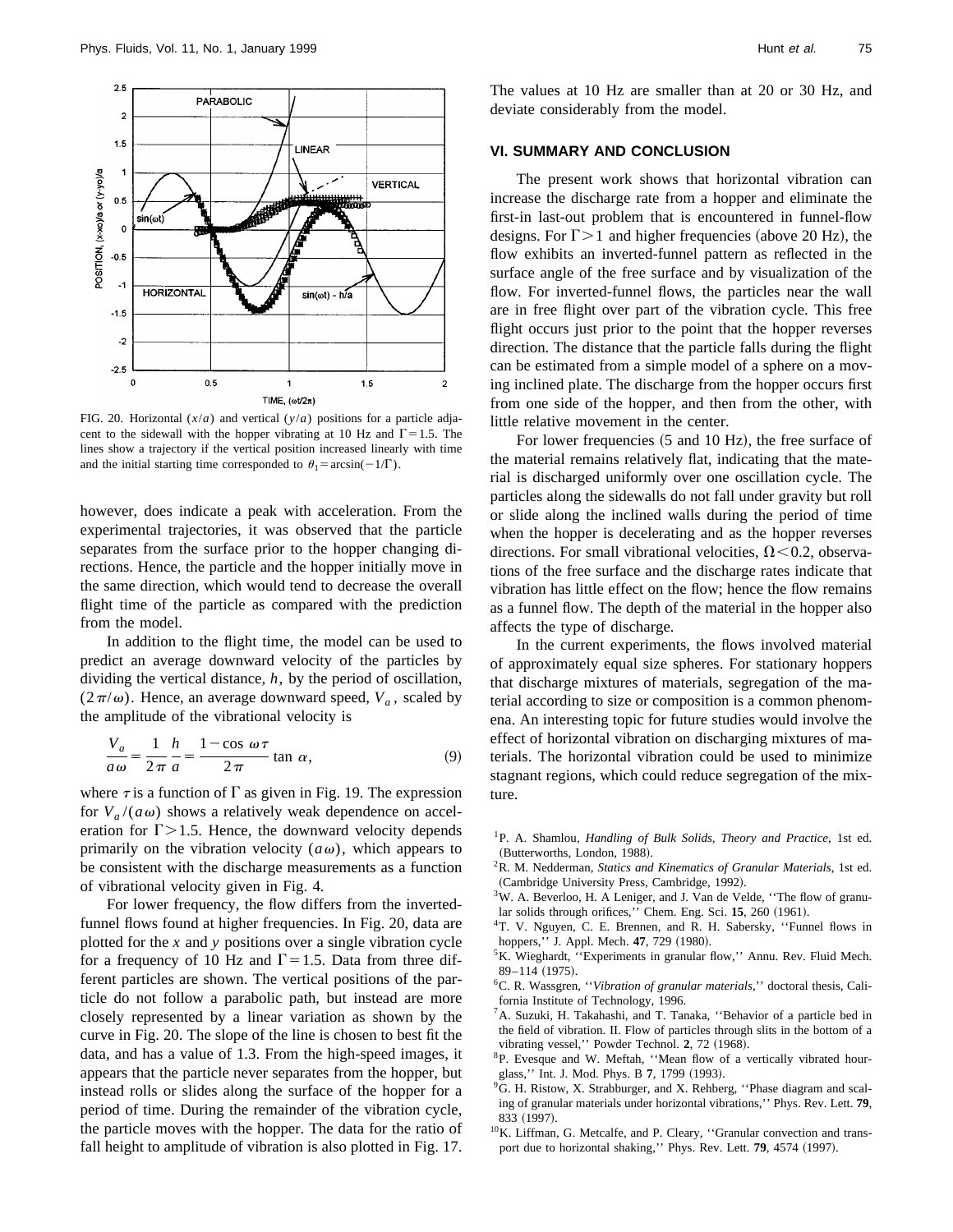2.5

PARABOLIC

2

1.5

LINEAR

1

VERTICAL

0.5

sin(ωt)

0

-0.5

-1

HORIZONTAL

sin(ωt) - h/a

-1.5

-2

-2.5

0 0.5 1 1.5 2

TIME, (ωt/2π)

POSITION, (x-xo)/a or (y-yo)/a

FIG. 20. Horizontal ($x/a$) and vertical ($y/a$) positions for a particle adjacent to the sidewall with the hopper vibrating at 10 Hz and $\Gamma = 1.5$. The lines show a trajectory if the vertical position increased linearly with time and the initial starting time corresponded to $\theta_1 = \arcsin(-1/\Gamma)$.

however, does indicate a peak with acceleration. From the experimental trajectories, it was observed that the particle separates from the surface prior to the hopper changing directions. Hence, the particle and the hopper initially move in the same direction, which would tend to decrease the overall flight time of the particle as compared with the prediction from the model.

In addition to the flight time, the model can be used to predict an average downward velocity of the particles by dividing the vertical distance, $h$, by the period of oscillation, $(2\pi/\omega)$. Hence, an average downward speed, $V_a$, scaled by the amplitude of the vibrational velocity is

$$\frac{V_a}{a\omega} = \frac{1}{2\pi}\frac{h}{a} = \frac{1-\cos\omega\tau}{2\pi}\tan\alpha, \tag{9}$$

where $\tau$ is a function of $\Gamma$ as given in Fig. 19. The expression for $V_a/(a\omega)$ shows a relatively weak dependence on acceleration for $\Gamma > 1.5$. Hence, the downward velocity depends primarily on the vibration velocity $(a\omega)$, which appears to be consistent with the discharge measurements as a function of vibrational velocity given in Fig. 4.

For lower frequency, the flow differs from the inverted-funnel flows found at higher frequencies. In Fig. 20, data are plotted for the $x$ and $y$ positions over a single vibration cycle for a frequency of 10 Hz and $\Gamma = 1.5$. Data from three different particles are shown. The vertical positions of the particle do not follow a parabolic path, but instead are more closely represented by a linear variation as shown by the curve in Fig. 20. The slope of the line is chosen to best fit the data, and has a value of 1.3. From the high-speed images, it appears that the particle never separates from the hopper, but instead rolls or slides along the surface of the hopper for a period of time. During the remainder of the vibration cycle, the particle moves with the hopper. The data for the ratio of fall height to amplitude of vibration is also plotted in Fig. 17. The values at 10 Hz are smaller than at 20 or 30 Hz, and deviate considerably from the model.

## VI. SUMMARY AND CONCLUSION

The present work shows that horizontal vibration can increase the discharge rate from a hopper and eliminate the first-in last-out problem that is encountered in funnel-flow designs. For $\Gamma > 1$ and higher frequencies (above 20 Hz), the flow exhibits an inverted-funnel pattern as reflected in the surface angle of the free surface and by visualization of the flow. For inverted-funnel flows, the particles near the wall are in free flight over part of the vibration cycle. This free flight occurs just prior to the point that the hopper reverses direction. The distance that the particle falls during the flight can be estimated from a simple model of a sphere on a moving inclined plate. The discharge from the hopper occurs first from one side of the hopper, and then from the other, with little relative movement in the center.

For lower frequencies (5 and 10 Hz), the free surface of the material remains relatively flat, indicating that the material is discharged uniformly over one oscillation cycle. The particles along the sidewalls do not fall under gravity but roll or slide along the inclined walls during the period of time when the hopper is decelerating and as the hopper reverses directions. For small vibrational velocities, $\Omega < 0.2$, observations of the free surface and the discharge rates indicate that vibration has little effect on the flow; hence the flow remains as a funnel flow. The depth of the material in the hopper also affects the type of discharge.

In the current experiments, the flows involved material of approximately equal size spheres. For stationary hoppers that discharge mixtures of materials, segregation of the material according to size or composition is a common phenomena. An interesting topic for future studies would involve the effect of horizontal vibration on discharging mixtures of materials. The horizontal vibration could be used to minimize stagnant regions, which could reduce segregation of the mixture.

[1] P. A. Shamlou, *Handling of Bulk Solids, Theory and Practice*, 1st ed. (Butterworths, London, 1988).

[2] R. M. Nedderman, *Statics and Kinematics of Granular Materials*, 1st ed. (Cambridge University Press, Cambridge, 1992).

[3] W. A. Beverloo, H. A. Leniger, and J. Van de Velde, ''The flow of granular solids through orifices,'' Chem. Eng. Sci. **15**, 260 (1961).

[4] T. V. Nguyen, C. E. Brennen, and R. H. Sabersky, ''Funnel flows in hoppers,'' J. Appl. Mech. **47**, 729 (1980).

[5] K. Wieghardt, ''Experiments in granular flow,'' Annu. Rev. Fluid Mech. 89–114 (1975).

[6] C. R. Wassgren, ''*Vibration of granular materials*,'' doctoral thesis, California Institute of Technology, 1996.

[7] A. Suzuki, H. Takahashi, and T. Tanaka, ''Behavior of a particle bed in the field of vibration. II. Flow of particles through slits in the bottom of a vibrating vessel,'' Powder Technol. **2**, 72 (1968).

[8] P. Evesque and W. Meftah, ''Mean flow of a vertically vibrated hourglass,'' Int. J. Mod. Phys. B **7**, 1799 (1993).

[9] G. H. Ristow, X. Strabburger, and X. Rehberg, ''Phase diagram and scaling of granular materials under horizontal vibrations,'' Phys. Rev. Lett. **79**, 833 (1997).

[10] K. Liffman, G. Metcalfe, and P. Cleary, ''Granular convection and transport due to horizontal shaking,'' Phys. Rev. Lett. **79**, 4574 (1997).